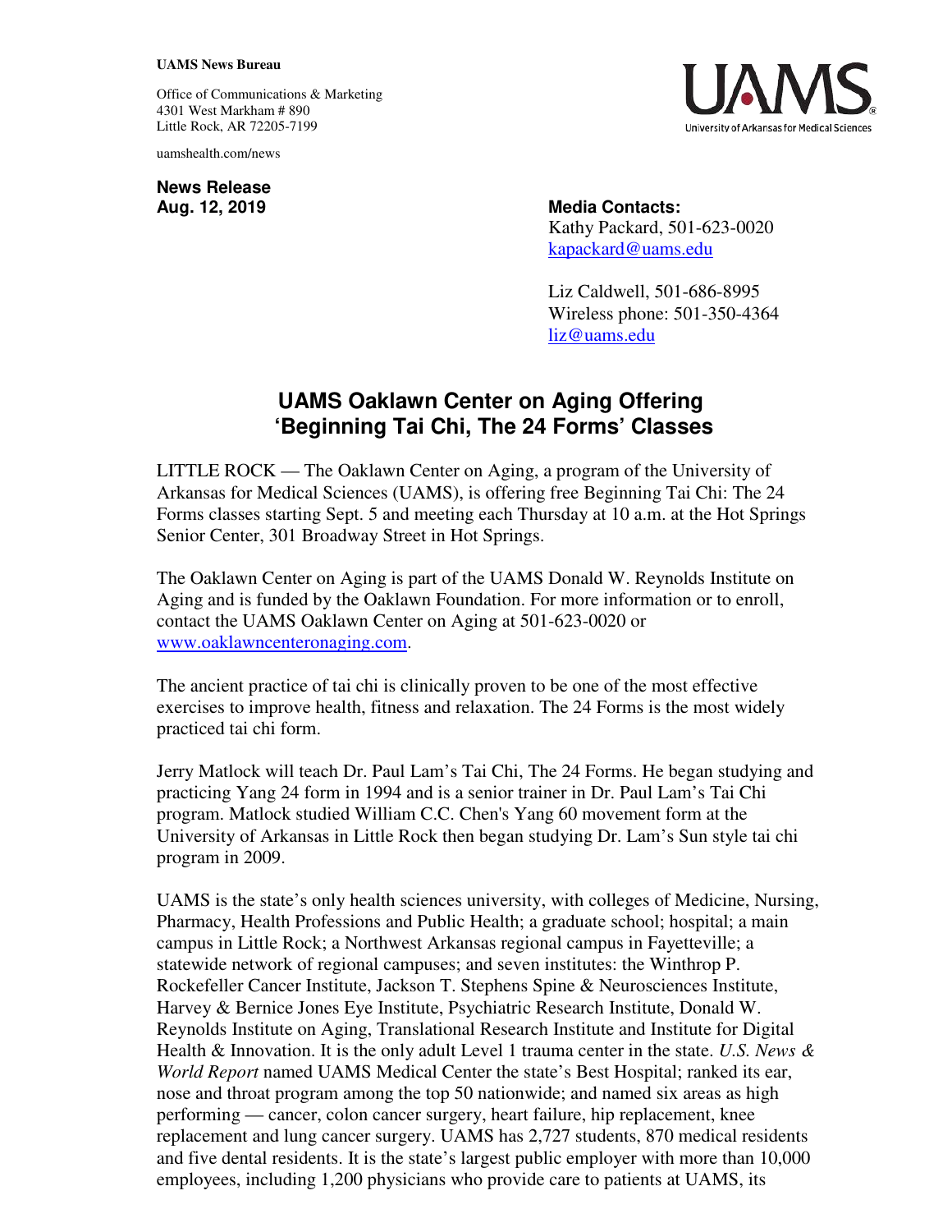**UAMS News Bureau**

Office of Communications & Marketing
4301 West Markham # 890
Little Rock, AR 72205-7199

uamshealth.com/news

**News Release**
**Aug. 12, 2019**

**Media Contacts:**
Kathy Packard, 501-623-0020
kapackard@uams.edu

Liz Caldwell, 501-686-8995
Wireless phone: 501-350-4364
liz@uams.edu

# UAMS Oaklawn Center on Aging Offering 'Beginning Tai Chi, The 24 Forms' Classes

LITTLE ROCK — The Oaklawn Center on Aging, a program of the University of Arkansas for Medical Sciences (UAMS), is offering free Beginning Tai Chi: The 24 Forms classes starting Sept. 5 and meeting each Thursday at 10 a.m. at the Hot Springs Senior Center, 301 Broadway Street in Hot Springs.

The Oaklawn Center on Aging is part of the UAMS Donald W. Reynolds Institute on Aging and is funded by the Oaklawn Foundation. For more information or to enroll, contact the UAMS Oaklawn Center on Aging at 501-623-0020 or www.oaklawncenteronaging.com.

The ancient practice of tai chi is clinically proven to be one of the most effective exercises to improve health, fitness and relaxation. The 24 Forms is the most widely practiced tai chi form.

Jerry Matlock will teach Dr. Paul Lam's Tai Chi, The 24 Forms. He began studying and practicing Yang 24 form in 1994 and is a senior trainer in Dr. Paul Lam's Tai Chi program. Matlock studied William C.C. Chen's Yang 60 movement form at the University of Arkansas in Little Rock then began studying Dr. Lam's Sun style tai chi program in 2009.

UAMS is the state's only health sciences university, with colleges of Medicine, Nursing, Pharmacy, Health Professions and Public Health; a graduate school; hospital; a main campus in Little Rock; a Northwest Arkansas regional campus in Fayetteville; a statewide network of regional campuses; and seven institutes: the Winthrop P. Rockefeller Cancer Institute, Jackson T. Stephens Spine & Neurosciences Institute, Harvey & Bernice Jones Eye Institute, Psychiatric Research Institute, Donald W. Reynolds Institute on Aging, Translational Research Institute and Institute for Digital Health & Innovation. It is the only adult Level 1 trauma center in the state. *U.S. News & World Report* named UAMS Medical Center the state's Best Hospital; ranked its ear, nose and throat program among the top 50 nationwide; and named six areas as high performing — cancer, colon cancer surgery, heart failure, hip replacement, knee replacement and lung cancer surgery. UAMS has 2,727 students, 870 medical residents and five dental residents. It is the state's largest public employer with more than 10,000 employees, including 1,200 physicians who provide care to patients at UAMS, its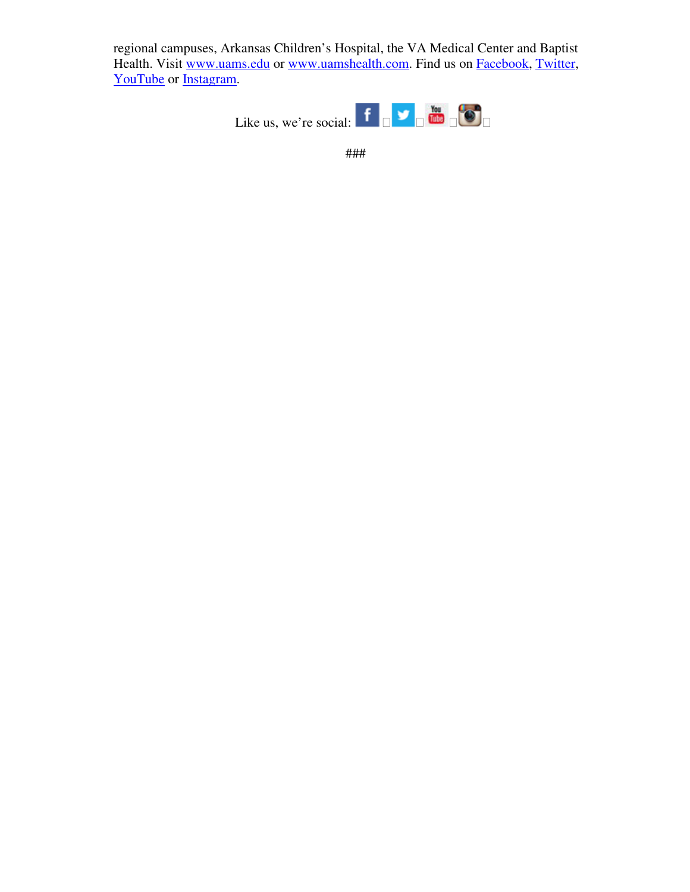regional campuses, Arkansas Children's Hospital, the VA Medical Center and Baptist Health. Visit www.uams.edu or www.uamshealth.com. Find us on Facebook, Twitter, YouTube or Instagram.

Like us, we're social:

###